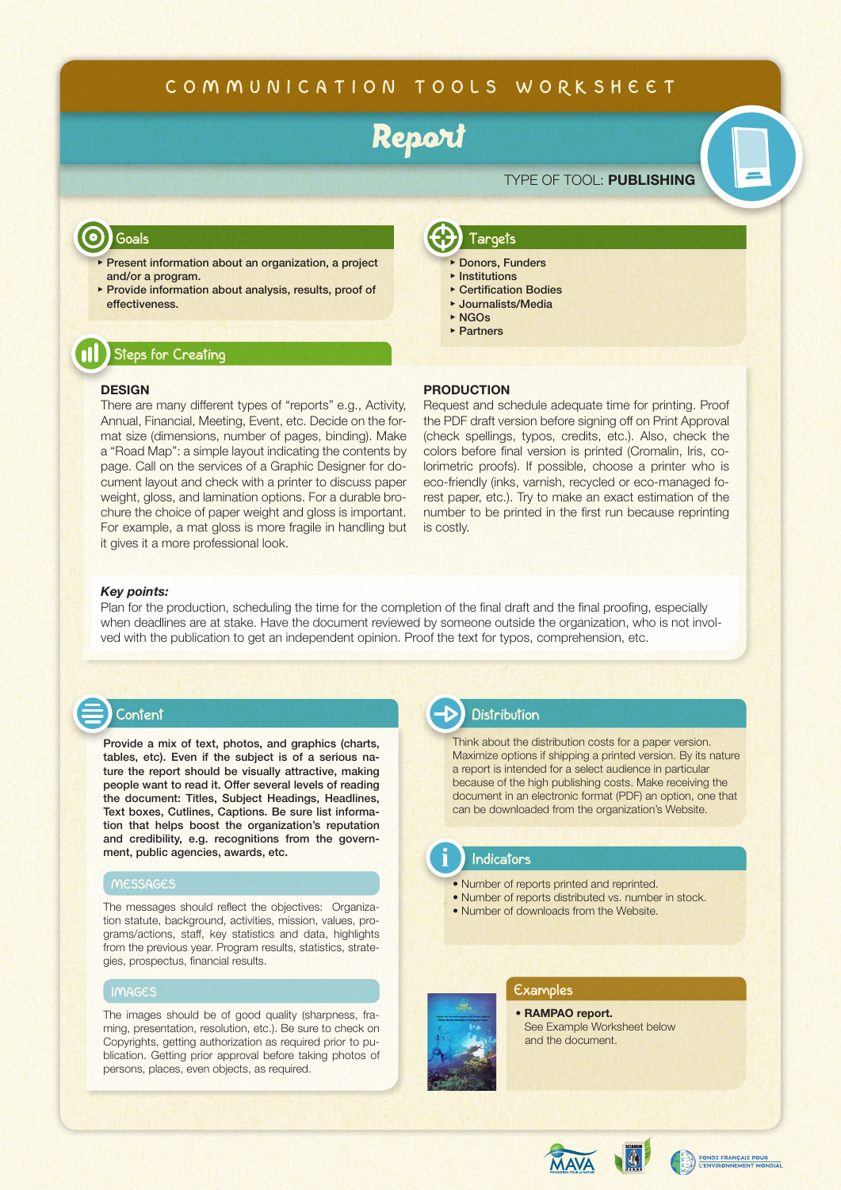# COMMUNICATION TOOLS WORKSHEET

## Report

TYPE OF TOOL: **PUBLISHING**

### Goals

- **Present information about an organization, a project and/or a program.**
- **Provide information about analysis, results, proof of effectiveness.**

### Targets

- **Donors, Funders**
- **Institutions**
- **Certification Bodies**
- **Journalists/Media**
- **NGOs**
- **Partners**

### Steps for Creating

**DESIGN**

There are many different types of "reports" e.g., Activity, Annual, Financial, Meeting, Event, etc. Decide on the format size (dimensions, number of pages, binding). Make a "Road Map": a simple layout indicating the contents by page. Call on the services of a Graphic Designer for document layout and check with a printer to discuss paper weight, gloss, and lamination options. For a durable brochure the choice of paper weight and gloss is important. For example, a mat gloss is more fragile in handling but it gives it a more professional look.

**PRODUCTION**

Request and schedule adequate time for printing. Proof the PDF draft version before signing off on Print Approval (check spellings, typos, credits, etc.). Also, check the colors before final version is printed (Cromalin, Iris, colorimetric proofs). If possible, choose a printer who is eco-friendly (inks, varnish, recycled or eco-managed forest paper, etc.). Try to make an exact estimation of the number to be printed in the first run because reprinting is costly.

***Key points:***

Plan for the production, scheduling the time for the completion of the final draft and the final proofing, especially when deadlines are at stake. Have the document reviewed by someone outside the organization, who is not involved with the publication to get an independent opinion. Proof the text for typos, comprehension, etc.

### Content

**Provide a mix of text, photos, and graphics (charts, tables, etc). Even if the subject is of a serious nature the report should be visually attractive, making people want to read it. Offer several levels of reading the document: Titles, Subject Headings, Headlines, Text boxes, Cutlines, Captions. Be sure list information that helps boost the organization's reputation and credibility, e.g. recognitions from the government, public agencies, awards, etc.**

#### MESSAGES

The messages should reflect the objectives: Organization statute, background, activities, mission, values, programs/actions, staff, key statistics and data, highlights from the previous year. Program results, statistics, strategies, prospectus, financial results.

#### IMAGES

The images should be of good quality (sharpness, framing, presentation, resolution, etc.). Be sure to check on Copyrights, getting authorization as required prior to publication. Getting prior approval before taking photos of persons, places, even objects, as required.

### Distribution

Think about the distribution costs for a paper version. Maximize options if shipping a printed version. By its nature a report is intended for a select audience in particular because of the high publishing costs. Make receiving the document in an electronic format (PDF) an option, one that can be downloaded from the organization's Website.

### Indicators

- Number of reports printed and reprinted.
- Number of reports distributed vs. number in stock.
- Number of downloads from the Website.

### Examples

- **RAMPAO report.**
  See Example Worksheet below and the document.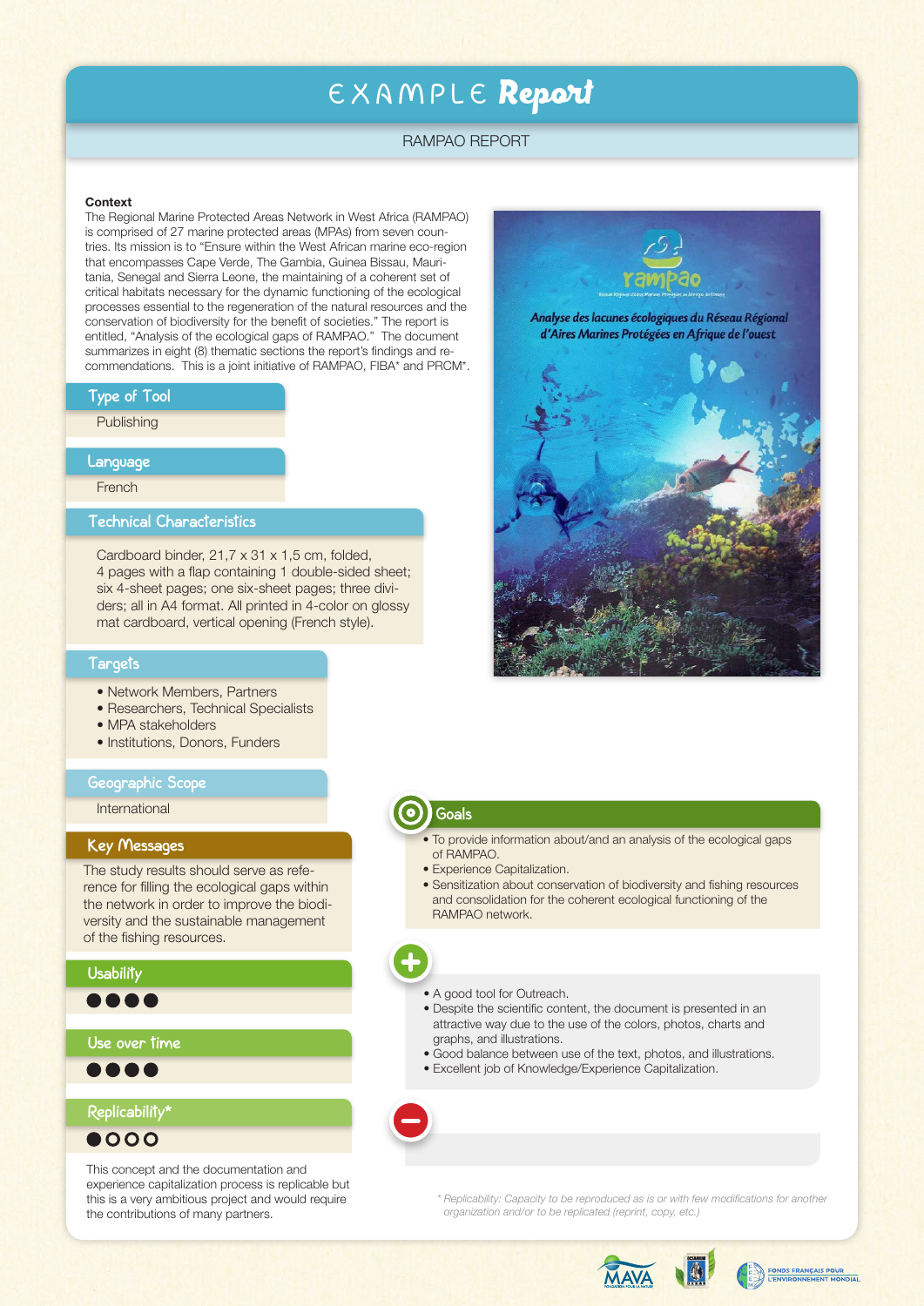# EXAMPLE Report

## RAMPAO REPORT

**Context**
The Regional Marine Protected Areas Network in West Africa (RAMPAO) is comprised of 27 marine protected areas (MPAs) from seven countries. Its mission is to "Ensure within the West African marine eco-region that encompasses Cape Verde, The Gambia, Guinea Bissau, Mauritania, Senegal and Sierra Leone, the maintaining of a coherent set of critical habitats necessary for the dynamic functioning of the ecological processes essential to the regeneration of the natural resources and the conservation of biodiversity for the benefit of societies." The report is entitled, "Analysis of the ecological gaps of RAMPAO." The document summarizes in eight (8) thematic sections the report's findings and recommendations. This is a joint initiative of RAMPAO, FIBA* and PRCM*.

### Type of Tool
Publishing

### Language
French

### Technical Characteristics
Cardboard binder, 21,7 x 31 x 1,5 cm, folded, 4 pages with a flap containing 1 double-sided sheet; six 4-sheet pages; one six-sheet pages; three dividers; all in A4 format. All printed in 4-color on glossy mat cardboard, vertical opening (French style).

### Targets
- Network Members, Partners
- Researchers, Technical Specialists
- MPA stakeholders
- Institutions, Donors, Funders

### Geographic Scope
International

### Key Messages
The study results should serve as reference for filling the ecological gaps within the network in order to improve the biodiversity and the sustainable management of the fishing resources.

### Usability
●●●●

### Use over time
●●●●

### Replicability*
●○○○

This concept and the documentation and experience capitalization process is replicable but this is a very ambitious project and would require the contributions of many partners.

### Goals
- To provide information about/and an analysis of the ecological gaps of RAMPAO.
- Experience Capitalization.
- Sensitization about conservation of biodiversity and fishing resources and consolidation for the coherent ecological functioning of the RAMPAO network.

### +
- A good tool for Outreach.
- Despite the scientific content, the document is presented in an attractive way due to the use of the colors, photos, charts and graphs, and illustrations.
- Good balance between use of the text, photos, and illustrations.
- Excellent job of Knowledge/Experience Capitalization.

### −

*\* Replicability: Capacity to be reproduced as is or with few modifications for another organization and/or to be replicated (reprint, copy, etc.)*